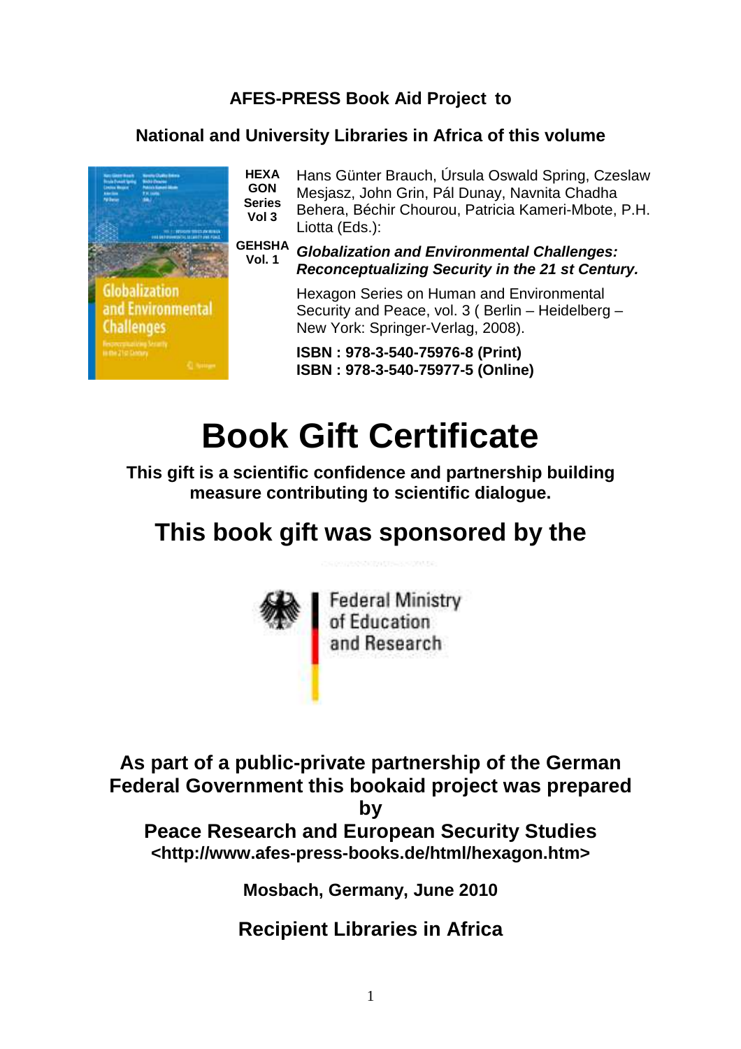**AFES-PRESS Book Aid Project to**

**National and University Libraries in Africa of this volume**

**HEXAGON Series Vol 3**

**GEHSHA Vol. 1**

Hans Günter Brauch, Úrsula Oswald Spring, Czeslaw Mesjasz, John Grin, Pál Dunay, Navnita Chadha Behera, Béchir Chourou, Patricia Kameri-Mbote, P.H. Liotta (Eds.):

***Globalization and Environmental Challenges: Reconceptualizing Security in the 21 st Century.***

Hexagon Series on Human and Environmental Security and Peace, vol. 3 ( Berlin – Heidelberg – New York: Springer-Verlag, 2008).

**ISBN : 978-3-540-75976-8 (Print)**
**ISBN : 978-3-540-75977-5 (Online)**

# Book Gift Certificate

**This gift is a scientific confidence and partnership building measure contributing to scientific dialogue.**

## This book gift was sponsored by the

Federal Ministry of Education and Research

**As part of a public-private partnership of the German Federal Government this bookaid project was prepared by**
**Peace Research and European Security Studies**
**<http://www.afes-press-books.de/html/hexagon.htm>**

**Mosbach, Germany, June 2010**

## Recipient Libraries in Africa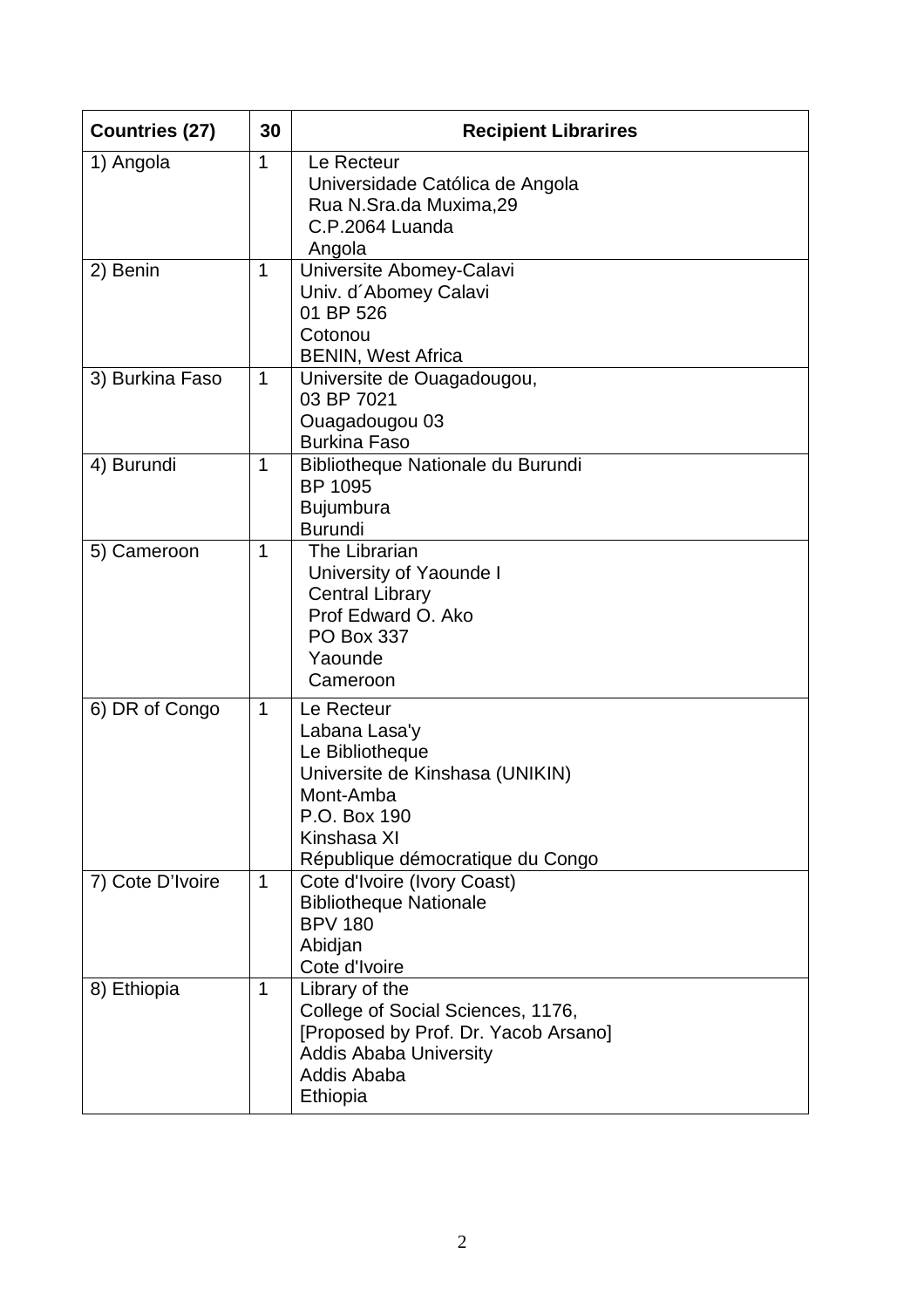| Countries (27) | 30 | Recipient Librarires |
|---|---|---|
| 1) Angola | 1 | Le Recteur<br>Universidade Católica de Angola<br>Rua N.Sra.da Muxima,29<br>C.P.2064 Luanda<br>Angola |
| 2) Benin | 1 | Universite Abomey-Calavi<br>Univ. d´Abomey Calavi<br>01 BP 526<br>Cotonou<br>BENIN, West Africa |
| 3) Burkina Faso | 1 | Universite de Ouagadougou,<br>03 BP 7021<br>Ouagadougou 03<br>Burkina Faso |
| 4) Burundi | 1 | Bibliotheque Nationale du Burundi<br>BP 1095<br>Bujumbura<br>Burundi |
| 5) Cameroon | 1 | The Librarian<br>University of Yaounde I<br>Central Library<br>Prof Edward O. Ako<br>PO Box 337<br>Yaounde<br>Cameroon |
| 6) DR of Congo | 1 | Le Recteur<br>Labana Lasa'y<br>Le Bibliotheque<br>Universite de Kinshasa (UNIKIN)<br>Mont-Amba<br>P.O. Box 190<br>Kinshasa XI<br>République démocratique du Congo |
| 7) Cote D'Ivoire | 1 | Cote d'Ivoire (Ivory Coast)<br>Bibliotheque Nationale<br>BPV 180<br>Abidjan<br>Cote d'Ivoire |
| 8) Ethiopia | 1 | Library of the<br>College of Social Sciences, 1176,<br>[Proposed by Prof. Dr. Yacob Arsano]<br>Addis Ababa University<br>Addis Ababa<br>Ethiopia |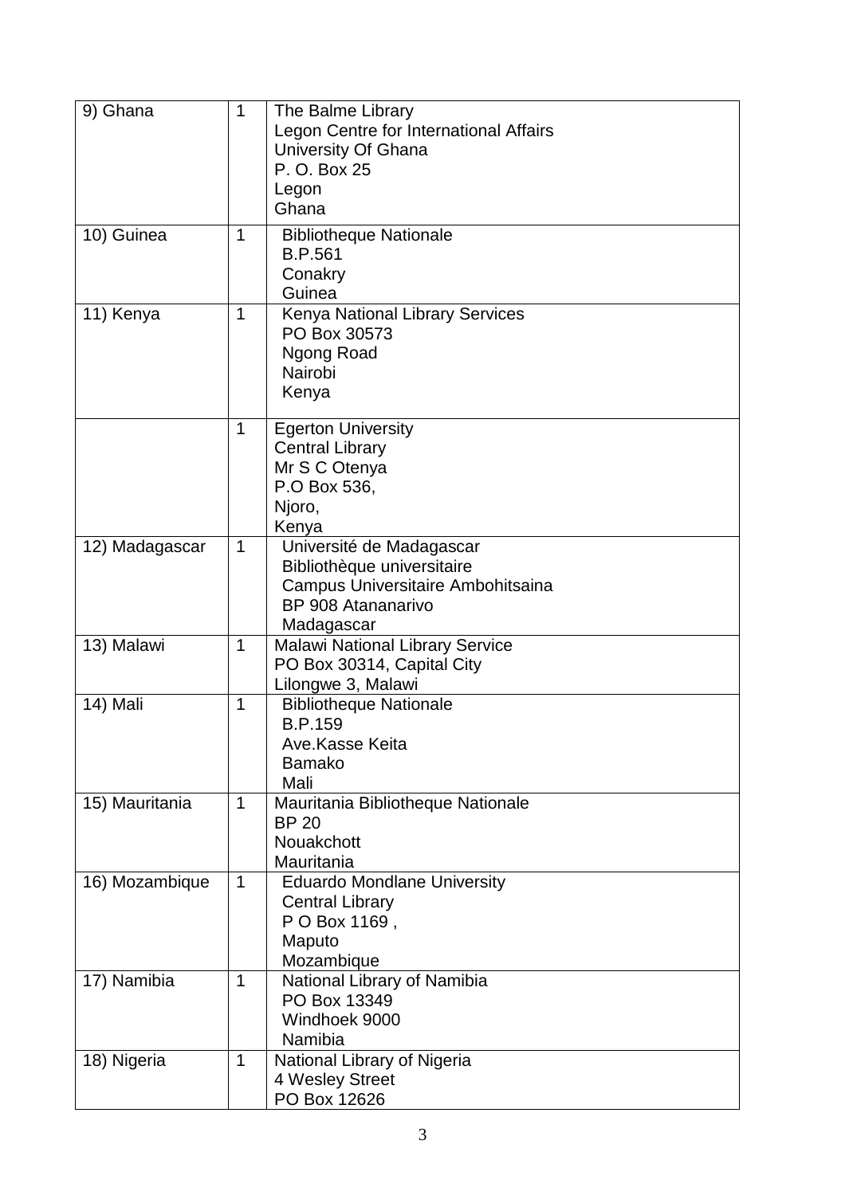| | | |
|---|---|---|
| 9) Ghana | 1 | The Balme Library<br>Legon Centre for International Affairs<br>University Of Ghana<br>P. O. Box 25<br>Legon<br>Ghana |
| 10) Guinea | 1 | Bibliotheque Nationale<br>B.P.561<br>Conakry<br>Guinea |
| 11) Kenya | 1 | Kenya National Library Services<br>PO Box 30573<br>Ngong Road<br>Nairobi<br>Kenya |
| | 1 | Egerton University<br>Central Library<br>Mr S C Otenya<br>P.O Box 536,<br>Njoro,<br>Kenya |
| 12) Madagascar | 1 | Université de Madagascar<br>Bibliothèque universitaire<br>Campus Universitaire Ambohitsaina<br>BP 908 Atananarivo<br>Madagascar |
| 13) Malawi | 1 | Malawi National Library Service<br>PO Box 30314, Capital City<br>Lilongwe 3, Malawi |
| 14) Mali | 1 | Bibliotheque Nationale<br>B.P.159<br>Ave.Kasse Keita<br>Bamako<br>Mali |
| 15) Mauritania | 1 | Mauritania Bibliotheque Nationale<br>BP 20<br>Nouakchott<br>Mauritania |
| 16) Mozambique | 1 | Eduardo Mondlane University<br>Central Library<br>P O Box 1169 ,<br>Maputo<br>Mozambique |
| 17) Namibia | 1 | National Library of Namibia<br>PO Box 13349<br>Windhoek 9000<br>Namibia |
| 18) Nigeria | 1 | National Library of Nigeria<br>4 Wesley Street<br>PO Box 12626 |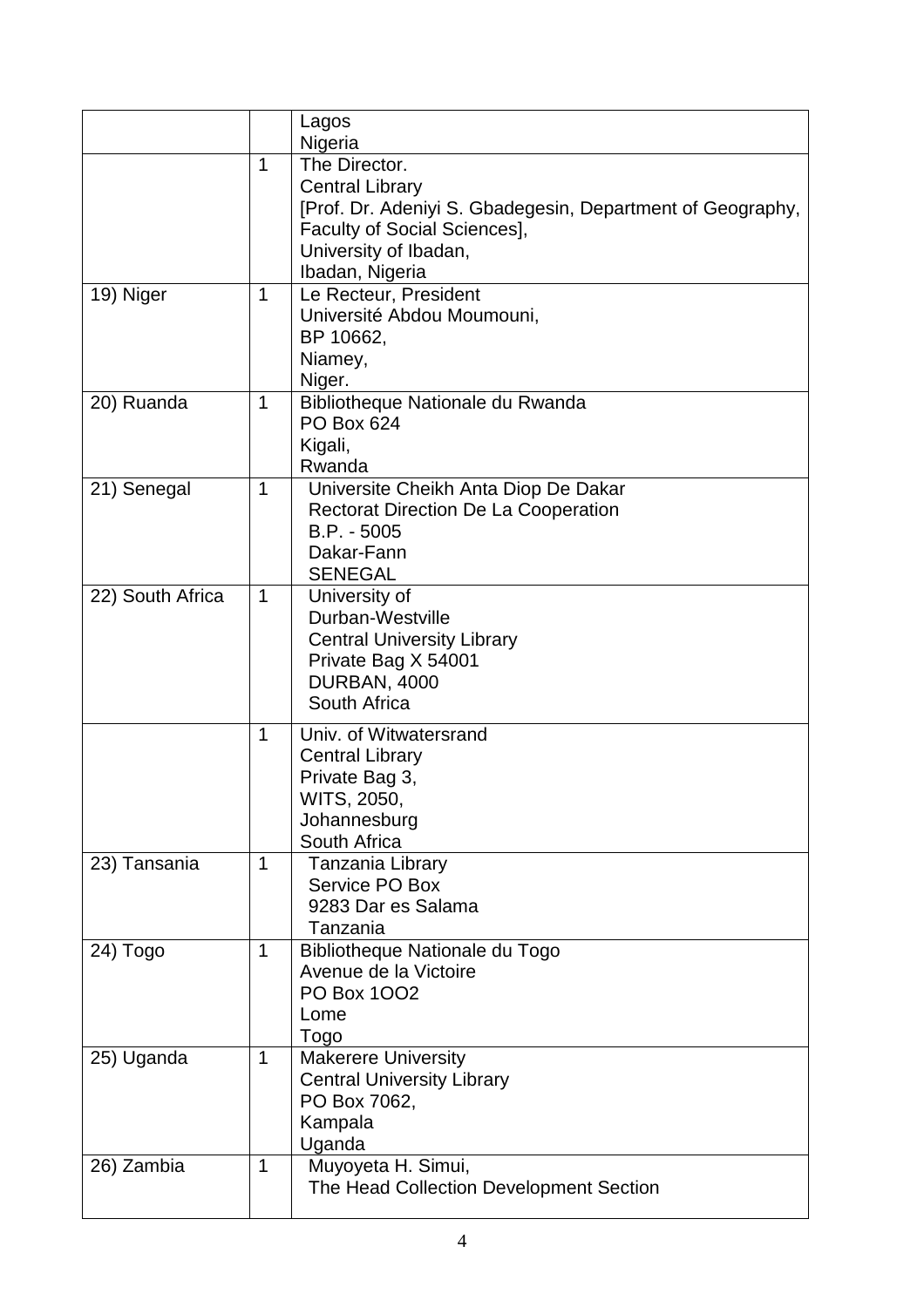| | | |
|---|---|---|
| | | Lagos<br>Nigeria |
| | 1 | The Director.<br>Central Library<br>[Prof. Dr. Adeniyi S. Gbadegesin, Department of Geography, Faculty of Social Sciences],<br>University of Ibadan,<br>Ibadan, Nigeria |
| 19) Niger | 1 | Le Recteur, President<br>Université Abdou Moumouni,<br>BP 10662,<br>Niamey,<br>Niger. |
| 20) Ruanda | 1 | Bibliotheque Nationale du Rwanda<br>PO Box 624<br>Kigali,<br>Rwanda |
| 21) Senegal | 1 | Universite Cheikh Anta Diop De Dakar<br>Rectorat Direction De La Cooperation<br>B.P. - 5005<br>Dakar-Fann<br>SENEGAL |
| 22) South Africa | 1 | University of<br>Durban-Westville<br>Central University Library<br>Private Bag X 54001<br>DURBAN, 4000<br>South Africa |
| | 1 | Univ. of Witwatersrand<br>Central Library<br>Private Bag 3,<br>WITS, 2050,<br>Johannesburg<br>South Africa |
| 23) Tansania | 1 | Tanzania Library<br>Service PO Box<br>9283 Dar es Salama<br>Tanzania |
| 24) Togo | 1 | Bibliotheque Nationale du Togo<br>Avenue de la Victoire<br>PO Box 1OO2<br>Lome<br>Togo |
| 25) Uganda | 1 | Makerere University<br>Central University Library<br>PO Box 7062,<br>Kampala<br>Uganda |
| 26) Zambia | 1 | Muyoyeta H. Simui,<br>The Head Collection Development Section |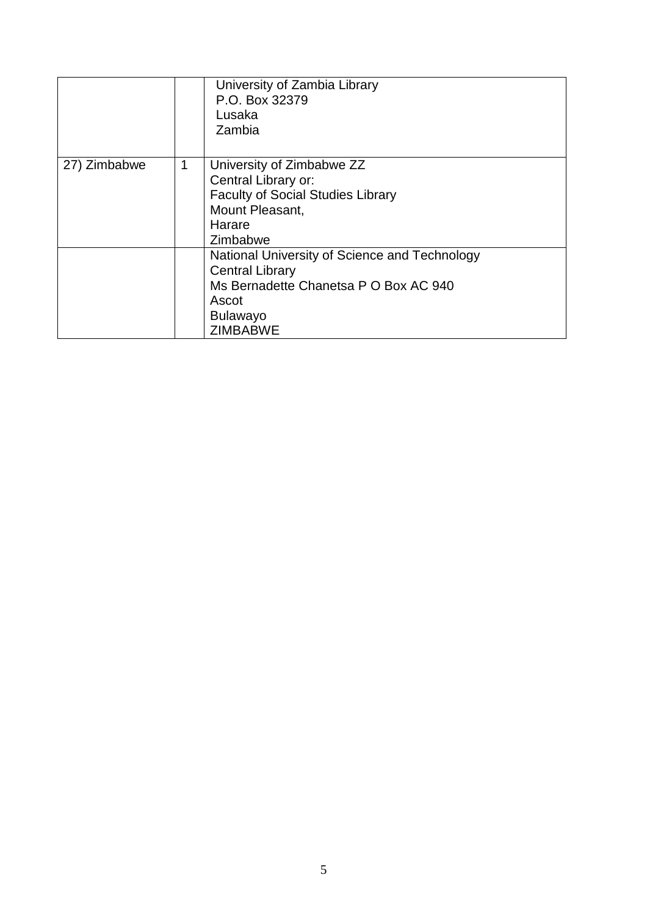| | | |
|---|---|---|
| | | University of Zambia Library<br>P.O. Box 32379<br>Lusaka<br>Zambia |
| 27) Zimbabwe | 1 | University of Zimbabwe ZZ<br>Central Library or:<br>Faculty of Social Studies Library<br>Mount Pleasant,<br>Harare<br>Zimbabwe |
| | | National University of Science and Technology<br>Central Library<br>Ms Bernadette Chanetsa P O Box AC 940<br>Ascot<br>Bulawayo<br>ZIMBABWE |